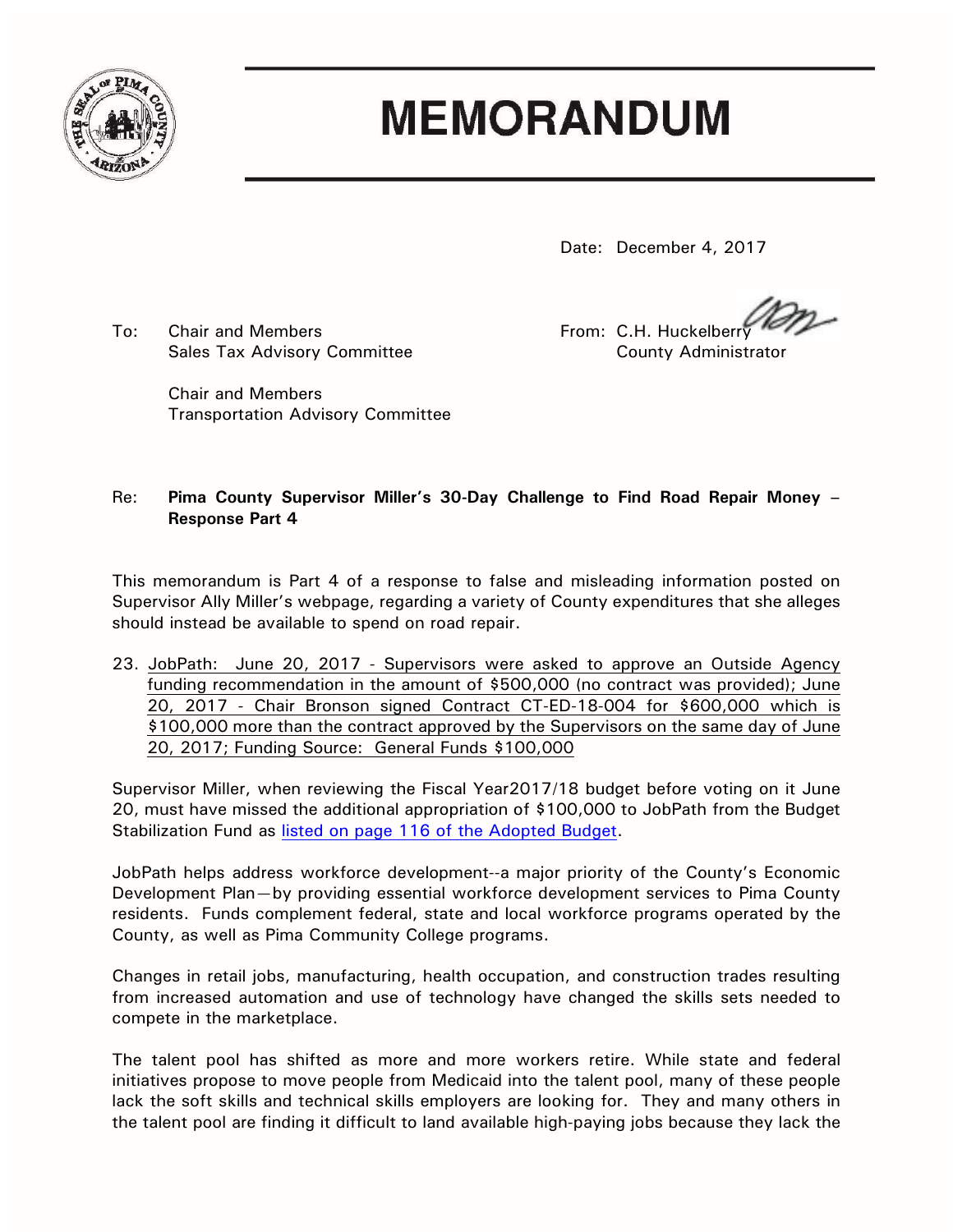# MEMORANDUM

Date: December 4, 2017

To: Chair and Members
Sales Tax Advisory Committee

Chair and Members
Transportation Advisory Committee

From: C.H. Huckelberry
County Administrator

Re: **Pima County Supervisor Miller's 30-Day Challenge to Find Road Repair Money – Response Part 4**

This memorandum is Part 4 of a response to false and misleading information posted on Supervisor Ally Miller's webpage, regarding a variety of County expenditures that she alleges should instead be available to spend on road repair.

23. JobPath: June 20, 2017 - Supervisors were asked to approve an Outside Agency funding recommendation in the amount of $500,000 (no contract was provided); June 20, 2017 - Chair Bronson signed Contract CT-ED-18-004 for $600,000 which is $100,000 more than the contract approved by the Supervisors on the same day of June 20, 2017; Funding Source: General Funds $100,000

Supervisor Miller, when reviewing the Fiscal Year2017/18 budget before voting on it June 20, must have missed the additional appropriation of $100,000 to JobPath from the Budget Stabilization Fund as listed on page 116 of the Adopted Budget.

JobPath helps address workforce development--a major priority of the County's Economic Development Plan—by providing essential workforce development services to Pima County residents. Funds complement federal, state and local workforce programs operated by the County, as well as Pima Community College programs.

Changes in retail jobs, manufacturing, health occupation, and construction trades resulting from increased automation and use of technology have changed the skills sets needed to compete in the marketplace.

The talent pool has shifted as more and more workers retire. While state and federal initiatives propose to move people from Medicaid into the talent pool, many of these people lack the soft skills and technical skills employers are looking for. They and many others in the talent pool are finding it difficult to land available high-paying jobs because they lack the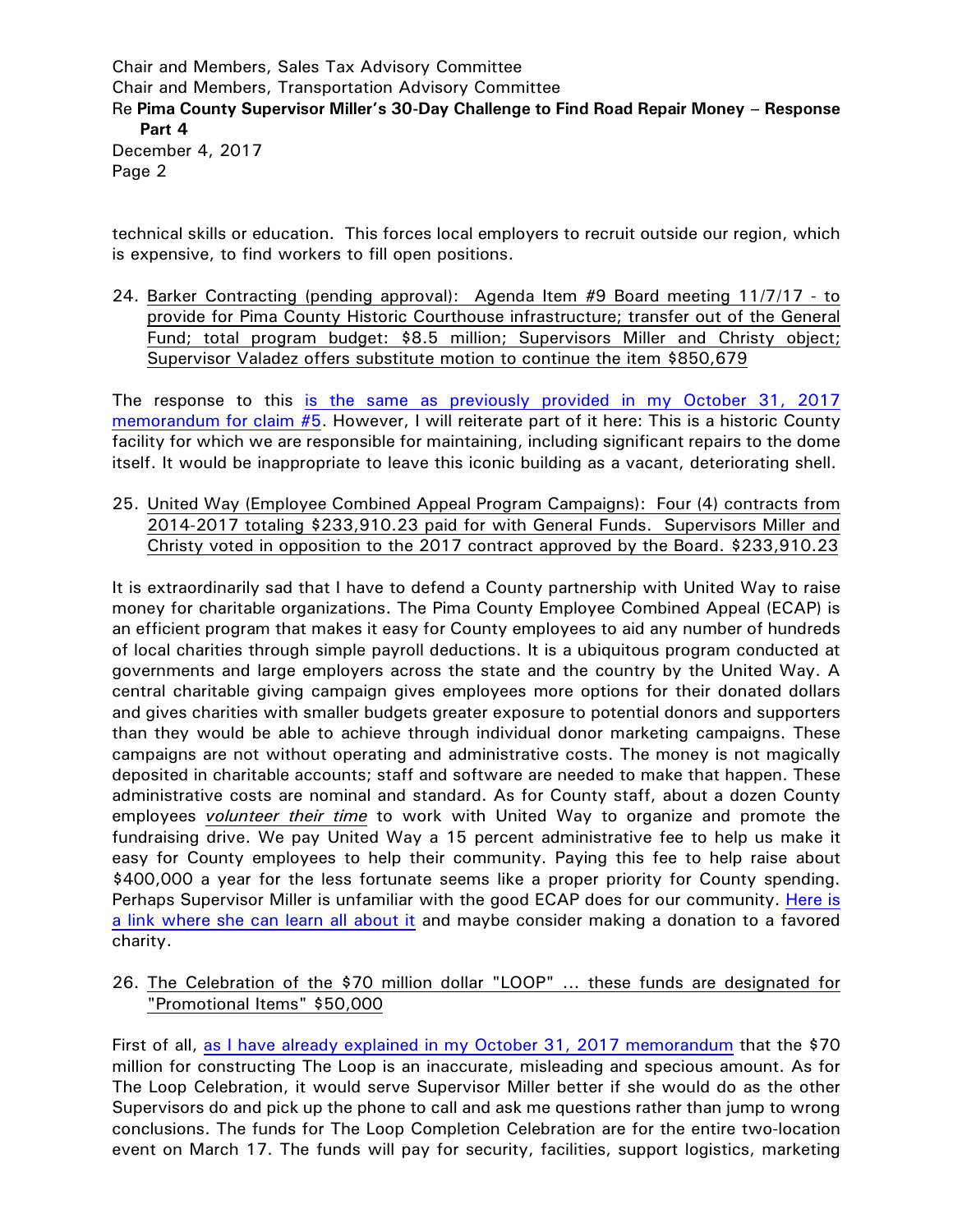technical skills or education. This forces local employers to recruit outside our region, which is expensive, to find workers to fill open positions.

24. Barker Contracting (pending approval): Agenda Item #9 Board meeting 11/7/17 - to provide for Pima County Historic Courthouse infrastructure; transfer out of the General Fund; total program budget: $8.5 million; Supervisors Miller and Christy object; Supervisor Valadez offers substitute motion to continue the item $850,679

The response to this is the same as previously provided in my October 31, 2017 memorandum for claim #5. However, I will reiterate part of it here: This is a historic County facility for which we are responsible for maintaining, including significant repairs to the dome itself. It would be inappropriate to leave this iconic building as a vacant, deteriorating shell.

25. United Way (Employee Combined Appeal Program Campaigns): Four (4) contracts from 2014-2017 totaling $233,910.23 paid for with General Funds. Supervisors Miller and Christy voted in opposition to the 2017 contract approved by the Board. $233,910.23

It is extraordinarily sad that I have to defend a County partnership with United Way to raise money for charitable organizations. The Pima County Employee Combined Appeal (ECAP) is an efficient program that makes it easy for County employees to aid any number of hundreds of local charities through simple payroll deductions. It is a ubiquitous program conducted at governments and large employers across the state and the country by the United Way. A central charitable giving campaign gives employees more options for their donated dollars and gives charities with smaller budgets greater exposure to potential donors and supporters than they would be able to achieve through individual donor marketing campaigns. These campaigns are not without operating and administrative costs. The money is not magically deposited in charitable accounts; staff and software are needed to make that happen. These administrative costs are nominal and standard. As for County staff, about a dozen County employees ***volunteer their time*** to work with United Way to organize and promote the fundraising drive. We pay United Way a 15 percent administrative fee to help us make it easy for County employees to help their community. Paying this fee to help raise about $400,000 a year for the less fortunate seems like a proper priority for County spending. Perhaps Supervisor Miller is unfamiliar with the good ECAP does for our community. Here is a link where she can learn all about it and maybe consider making a donation to a favored charity.

26. The Celebration of the $70 million dollar "LOOP" ... these funds are designated for "Promotional Items" $50,000

First of all, as I have already explained in my October 31, 2017 memorandum that the $70 million for constructing The Loop is an inaccurate, misleading and specious amount. As for The Loop Celebration, it would serve Supervisor Miller better if she would do as the other Supervisors do and pick up the phone to call and ask me questions rather than jump to wrong conclusions. The funds for The Loop Completion Celebration are for the entire two-location event on March 17. The funds will pay for security, facilities, support logistics, marketing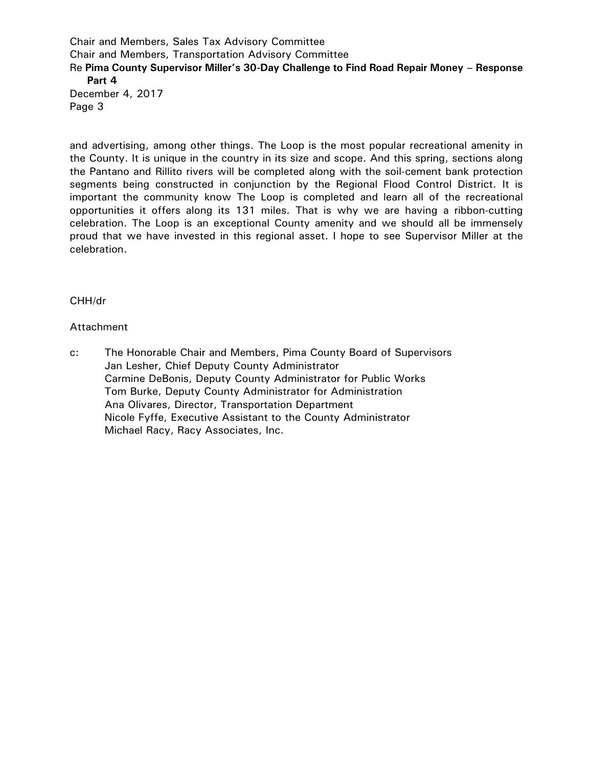and advertising, among other things. The Loop is the most popular recreational amenity in the County. It is unique in the country in its size and scope. And this spring, sections along the Pantano and Rillito rivers will be completed along with the soil-cement bank protection segments being constructed in conjunction by the Regional Flood Control District. It is important the community know The Loop is completed and learn all of the recreational opportunities it offers along its 131 miles. That is why we are having a ribbon-cutting celebration. The Loop is an exceptional County amenity and we should all be immensely proud that we have invested in this regional asset. I hope to see Supervisor Miller at the celebration.

CHH/dr

Attachment

c: The Honorable Chair and Members, Pima County Board of Supervisors
Jan Lesher, Chief Deputy County Administrator
Carmine DeBonis, Deputy County Administrator for Public Works
Tom Burke, Deputy County Administrator for Administration
Ana Olivares, Director, Transportation Department
Nicole Fyffe, Executive Assistant to the County Administrator
Michael Racy, Racy Associates, Inc.